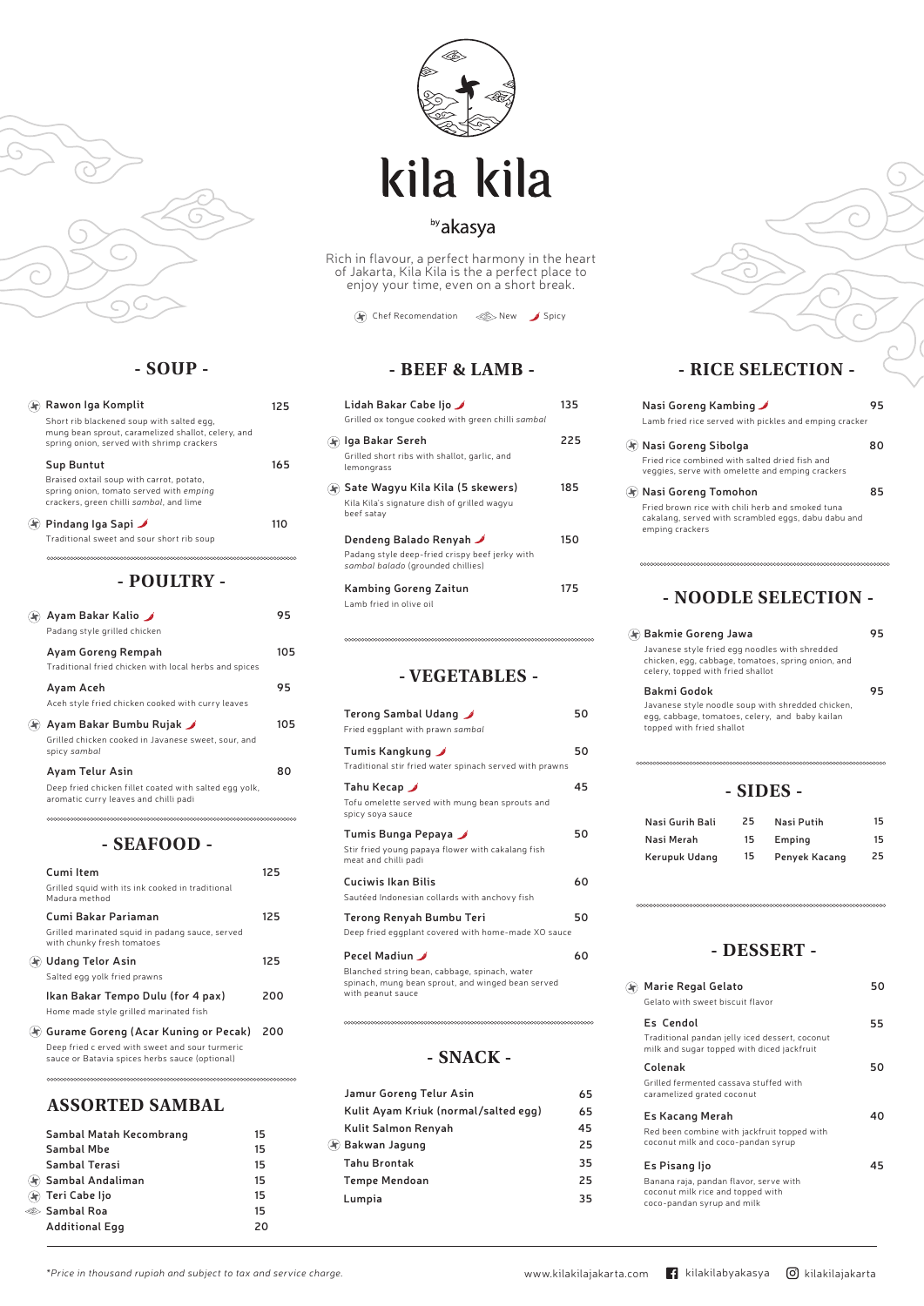# kila kila

by akasya

Rich in flavour, a perfect harmony in the heart of Jakarta, Kila Kila is the a perfect place to enjoy your time, even on a short break.

(Chef Recomendation) Chef Recomendation · (New) New · (Spicy) Spicy

## - SOUP -

| Item | Price |
|---|---|
| (Chef Recomendation) **Rawon Iga Komplit** — Short rib blackened soup with salted egg, mung bean sprout, caramelized shallot, celery, and spring onion, served with shrimp crackers | 125 |
| **Sup Buntut** — Braised oxtail soup with carrot, potato, spring onion, tomato served with *emping* crackers, green chilli *sambal*, and lime | 165 |
| (Chef Recomendation) **Pindang Iga Sapi** (Spicy) — Traditional sweet and sour short rib soup | 110 |

## - POULTRY -

| Item | Price |
|---|---|
| (Chef Recomendation) **Ayam Bakar Kalio** (Spicy) — Padang style grilled chicken | 95 |
| **Ayam Goreng Rempah** — Traditional fried chicken with local herbs and spices | 105 |
| **Ayam Aceh** — Aceh style fried chicken cooked with curry leaves | 95 |
| (Chef Recomendation) **Ayam Bakar Bumbu Rujak** (Spicy) — Grilled chicken cooked in Javanese sweet, sour, and spicy *sambal* | 105 |
| **Ayam Telur Asin** — Deep fried chicken fillet coated with salted egg yolk, aromatic curry leaves and chilli padi | 80 |

## - SEAFOOD -

| Item | Price |
|---|---|
| **Cumi Item** — Grilled squid with its ink cooked in traditional Madura method | 125 |
| **Cumi Bakar Pariaman** — Grilled marinated squid in padang sauce, served with chunky fresh tomatoes | 125 |
| (Chef Recomendation) **Udang Telor Asin** — Salted egg yolk fried prawns | 125 |
| **Ikan Bakar Tempo Dulu (for 4 pax)** — Home made style grilled marinated fish | 200 |
| (Chef Recomendation) **Gurame Goreng (Acar Kuning or Pecak)** — Deep fried c erved with sweet and sour turmeric sauce or Batavia spices herbs sauce (optional) | 200 |

## ASSORTED SAMBAL

| Item | Price |
|---|---|
| Sambal Matah Kecombrang | 15 |
| Sambal Mbe | 15 |
| Sambal Terasi | 15 |
| (Chef Recomendation) Sambal Andaliman | 15 |
| (Chef Recomendation) Teri Cabe Ijo | 15 |
| (New) Sambal Roa | 15 |
| Additional Egg | 20 |

## - BEEF & LAMB -

| Item | Price |
|---|---|
| **Lidah Bakar Cabe Ijo** (Spicy) — Grilled ox tongue cooked with green chilli *sambal* | 135 |
| (Chef Recomendation) **Iga Bakar Sereh** — Grilled short ribs with shallot, garlic, and lemongrass | 225 |
| (Chef Recomendation) **Sate Wagyu Kila Kila (5 skewers)** — Kila Kila's signature dish of grilled wagyu beef satay | 185 |
| **Dendeng Balado Renyah** (Spicy) — Padang style deep-fried crispy beef jerky with *sambal balado* (grounded chillies) | 150 |
| **Kambing Goreng Zaitun** — Lamb fried in olive oil | 175 |

## - VEGETABLES -

| Item | Price |
|---|---|
| **Terong Sambal Udang** (Spicy) — Fried eggplant with prawn *sambal* | 50 |
| **Tumis Kangkung** (Spicy) — Traditional stir fried water spinach served with prawns | 50 |
| **Tahu Kecap** (Spicy) — Tofu omelette served with mung bean sprouts and spicy soya sauce | 45 |
| **Tumis Bunga Pepaya** (Spicy) — Stir fried young papaya flower with cakalang fish meat and chilli padi | 50 |
| **Cuciwis Ikan Bilis** — Sautéed Indonesian collards with anchovy fish | 60 |
| **Terong Renyah Bumbu Teri** — Deep fried eggplant covered with home-made XO sauce | 50 |
| **Pecel Madiun** (Spicy) — Blanched string bean, cabbage, spinach, water spinach, mung bean sprout, and winged bean served with peanut sauce | 60 |

## - SNACK -

| Item | Price |
|---|---|
| Jamur Goreng Telur Asin | 65 |
| Kulit Ayam Kriuk (normal/salted egg) | 65 |
| Kulit Salmon Renyah | 45 |
| (Chef Recomendation) Bakwan Jagung | 25 |
| Tahu Brontak | 35 |
| Tempe Mendoan | 25 |
| Lumpia | 35 |

## - RICE SELECTION -

| Item | Price |
|---|---|
| **Nasi Goreng Kambing** (Spicy) — Lamb fried rice served with pickles and emping cracker | 95 |
| (Chef Recomendation) **Nasi Goreng Sibolga** — Fried rice combined with salted dried fish and veggies, serve with omelette and emping crackers | 80 |
| (Chef Recomendation) **Nasi Goreng Tomohon** — Fried brown rice with chili herb and smoked tuna cakalang, served with scrambled eggs, dabu dabu and emping crackers | 85 |

## - NOODLE SELECTION -

| Item | Price |
|---|---|
| (Chef Recomendation) **Bakmie Goreng Jawa** — Javanese style fried egg noodles with shredded chicken, egg, cabbage, tomatoes, spring onion, and celery, topped with fried shallot | 95 |
| **Bakmi Godok** — Javanese style noodle soup with shredded chicken, egg, cabbage, tomatoes, celery, and baby kailan topped with fried shallot | 95 |

## - SIDES -

| Item | Price | Item | Price |
|---|---|---|---|
| Nasi Gurih Bali | 25 | Nasi Putih | 15 |
| Nasi Merah | 15 | Emping | 15 |
| Kerupuk Udang | 15 | Penyek Kacang | 25 |

## - DESSERT -

| Item | Price |
|---|---|
| (Chef Recomendation) **Marie Regal Gelato** — Gelato with sweet biscuit flavor | 50 |
| **Es Cendol** — Traditional pandan jelly iced dessert, coconut milk and sugar topped with diced jackfruit | 55 |
| **Colenak** — Grilled fermented cassava stuffed with caramelized grated coconut | 50 |
| **Es Kacang Merah** — Red been combine with jackfruit topped with coconut milk and coco-pandan syrup | 40 |
| **Es Pisang Ijo** — Banana raja, pandan flavor, serve with coconut milk rice and topped with coco-pandan syrup and milk | 45 |

*\*Price in thousand rupiah and subject to tax and service charge.*

www.kilakilajakarta.com · Facebook: kilakilabyakasya · Instagram: kilakilajakarta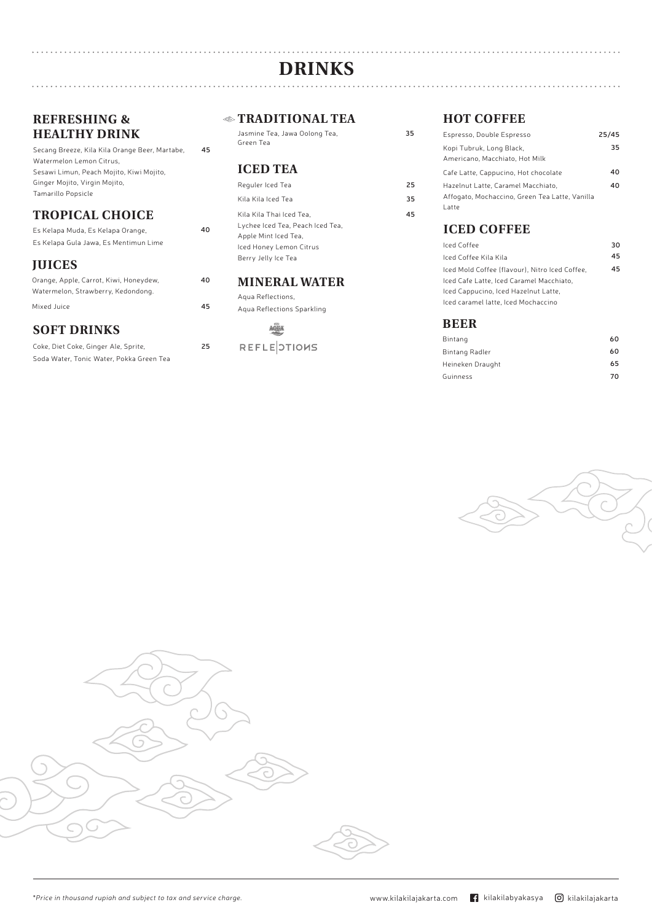# DRINKS

## REFRESHING & HEALTHY DRINK

| | |
|---|---|
| Secang Breeze, Kila Kila Orange Beer, Martabe, Watermelon Lemon Citrus, Sesawi Limun, Peach Mojito, Kiwi Mojito, Ginger Mojito, Virgin Mojito, Tamarillo Popsicle | 45 |

## TROPICAL CHOICE

| | |
|---|---|
| Es Kelapa Muda, Es Kelapa Orange, Es Kelapa Gula Jawa, Es Mentimun Lime | 40 |

## JUICES

| | |
|---|---|
| Orange, Apple, Carrot, Kiwi, Honeydew, Watermelon, Strawberry, Kedondong. | 40 |
| Mixed Juice | 45 |

## SOFT DRINKS

| | |
|---|---|
| Coke, Diet Coke, Ginger Ale, Sprite, Soda Water, Tonic Water, Pokka Green Tea | 25 |

## TRADITIONAL TEA

| | |
|---|---|
| Jasmine Tea, Jawa Oolong Tea, Green Tea | 35 |

## ICED TEA

| | |
|---|---|
| Reguler Iced Tea | 25 |
| Kila Kila Iced Tea | 35 |
| Kila Kila Thai Iced Tea, Lychee Iced Tea, Peach Iced Tea, Apple Mint Iced Tea, Iced Honey Lemon Citrus Berry Jelly Ice Tea | 45 |

## MINERAL WATER

Aqua Reflections,
Aqua Reflections Sparkling

AQUA REFLECTIONS

## HOT COFFEE

| | |
|---|---|
| Espresso, Double Espresso | 25/45 |
| Kopi Tubruk, Long Black, Americano, Macchiato, Hot Milk | 35 |
| Cafe Latte, Cappucino, Hot chocolate | 40 |
| Hazelnut Latte, Caramel Macchiato, Affogato, Mochaccino, Green Tea Latte, Vanilla Latte | 40 |

## ICED COFFEE

| | |
|---|---|
| Iced Coffee | 30 |
| Iced Coffee Kila Kila | 45 |
| Iced Mold Coffee (flavour), Nitro Iced Coffee, Iced Cafe Latte, Iced Caramel Macchiato, Iced Cappucino, Iced Hazelnut Latte, Iced caramel latte, Iced Mochaccino | 45 |

## BEER

| | |
|---|---|
| Bintang | 60 |
| Bintang Radler | 60 |
| Heineken Draught | 65 |
| Guinness | 70 |

*\*Price in thousand rupiah and subject to tax and service charge.*

www.kilakilajakarta.com | kilakilabyakasya | kilakilajakarta